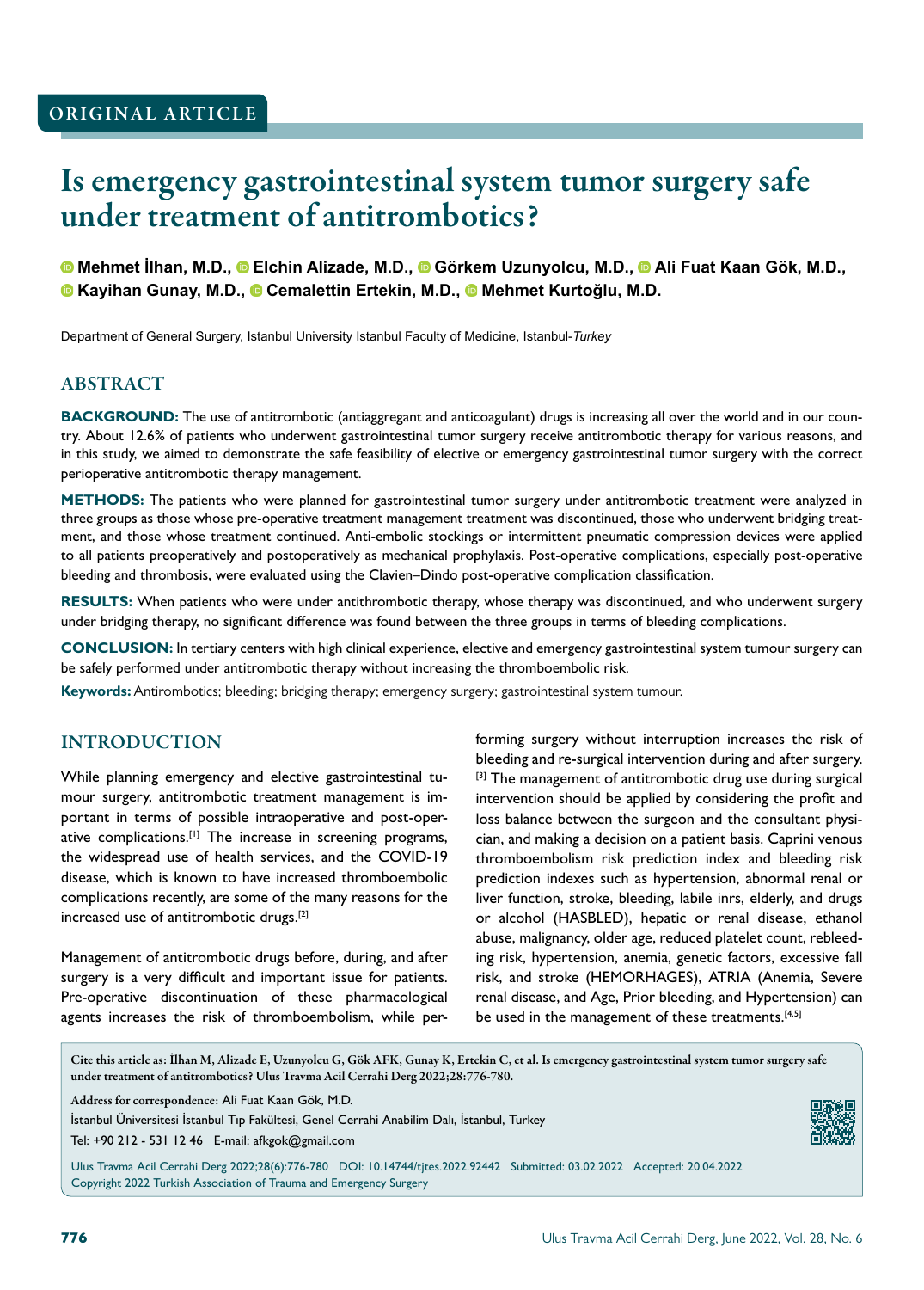ORIGINAL ARTICLE

# Is emergency gastrointestinal system tumor surgery safe under treatment of antitrombotics?

**Mehmet İlhan, M.D., Elchin Alizade, M.D., Görkem Uzunyolcu, M.D., Ali Fuat Kaan Gök, M.D., Kayihan Gunay, M.D., Cemalettin Ertekin, M.D., Mehmet Kurtoğlu, M.D.**

Department of General Surgery, Istanbul University Istanbul Faculty of Medicine, Istanbul-*Turkey*

## ABSTRACT

**BACKGROUND:** The use of antitrombotic (antiaggregant and anticoagulant) drugs is increasing all over the world and in our country. About 12.6% of patients who underwent gastrointestinal tumor surgery receive antitrombotic therapy for various reasons, and in this study, we aimed to demonstrate the safe feasibility of elective or emergency gastrointestinal tumor surgery with the correct perioperative antitrombotic therapy management.

**METHODS:** The patients who were planned for gastrointestinal tumor surgery under antitrombotic treatment were analyzed in three groups as those whose pre-operative treatment management treatment was discontinued, those who underwent bridging treatment, and those whose treatment continued. Anti-embolic stockings or intermittent pneumatic compression devices were applied to all patients preoperatively and postoperatively as mechanical prophylaxis. Post-operative complications, especially post-operative bleeding and thrombosis, were evaluated using the Clavien–Dindo post-operative complication classification.

**RESULTS:** When patients who were under antithrombotic therapy, whose therapy was discontinued, and who underwent surgery under bridging therapy, no significant difference was found between the three groups in terms of bleeding complications.

**CONCLUSION:** In tertiary centers with high clinical experience, elective and emergency gastrointestinal system tumour surgery can be safely performed under antitrombotic therapy without increasing the thromboembolic risk.

**Keywords:** Antirombotics; bleeding; bridging therapy; emergency surgery; gastrointestinal system tumour.

## INTRODUCTION

While planning emergency and elective gastrointestinal tumour surgery, antitrombotic treatment management is important in terms of possible intraoperative and post-operative complications.[1] The increase in screening programs, the widespread use of health services, and the COVID-19 disease, which is known to have increased thromboembolic complications recently, are some of the many reasons for the increased use of antitrombotic drugs.[2]

Management of antitrombotic drugs before, during, and after surgery is a very difficult and important issue for patients. Pre-operative discontinuation of these pharmacological agents increases the risk of thromboembolism, while performing surgery without interruption increases the risk of bleeding and re-surgical intervention during and after surgery.[3] The management of antitrombotic drug use during surgical intervention should be applied by considering the profit and loss balance between the surgeon and the consultant physician, and making a decision on a patient basis. Caprini venous thromboembolism risk prediction index and bleeding risk prediction indexes such as hypertension, abnormal renal or liver function, stroke, bleeding, labile inrs, elderly, and drugs or alcohol (HASBLED), hepatic or renal disease, ethanol abuse, malignancy, older age, reduced platelet count, rebleeding risk, hypertension, anemia, genetic factors, excessive fall risk, and stroke (HEMORHAGES), ATRIA (Anemia, Severe renal disease, and Age, Prior bleeding, and Hypertension) can be used in the management of these treatments.[4,5]

Cite this article as: İlhan M, Alizade E, Uzunyolcu G, Gök AFK, Gunay K, Ertekin C, et al. Is emergency gastrointestinal system tumor surgery safe under treatment of antitrombotics? Ulus Travma Acil Cerrahi Derg 2022;28:776-780.

Address for correspondence: Ali Fuat Kaan Gök, M.D.
İstanbul Üniversitesi İstanbul Tıp Fakültesi, Genel Cerrahi Anabilim Dalı, İstanbul, Turkey
Tel: +90 212 - 531 12 46 E-mail: afkgok@gmail.com

Ulus Travma Acil Cerrahi Derg 2022;28(6):776-780 DOI: 10.14744/tjtes.2022.92442 Submitted: 03.02.2022 Accepted: 20.04.2022
Copyright 2022 Turkish Association of Trauma and Emergency Surgery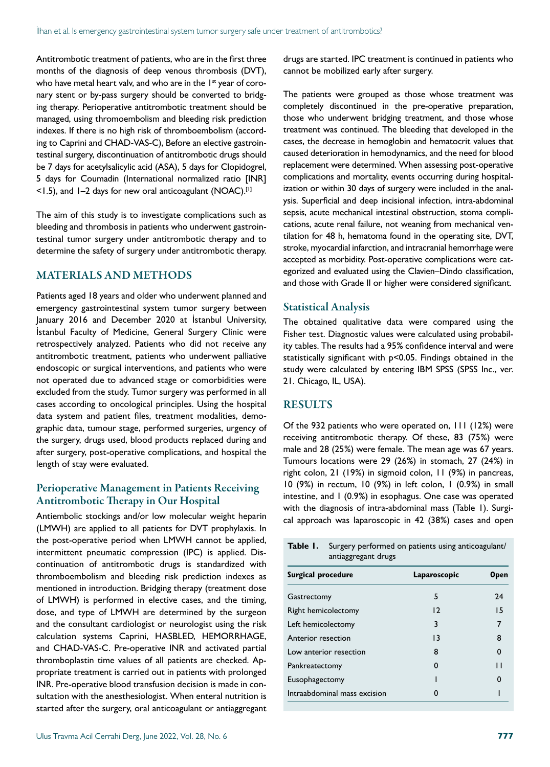Antitrombotic treatment of patients, who are in the first three months of the diagnosis of deep venous thrombosis (DVT), who have metal heart valv, and who are in the 1st year of coronary stent or by-pass surgery should be converted to bridging therapy. Perioperative antitrombotic treatment should be managed, using thromoembolism and bleeding risk prediction indexes. If there is no high risk of thromboembolism (according to Caprini and CHAD-VAS-C), Before an elective gastrointestinal surgery, discontinuation of antitrombotic drugs should be 7 days for acetylsalicylic acid (ASA), 5 days for Clopidogrel, 5 days for Coumadin (International normalized ratio [INR] <1.5), and 1–2 days for new oral anticoagulant (NOAC).[1]

The aim of this study is to investigate complications such as bleeding and thrombosis in patients who underwent gastrointestinal tumor surgery under antitrombotic therapy and to determine the safety of surgery under antitrombotic therapy.

## MATERIALS AND METHODS

Patients aged 18 years and older who underwent planned and emergency gastrointestinal system tumor surgery between January 2016 and December 2020 at İstanbul University, İstanbul Faculty of Medicine, General Surgery Clinic were retrospectively analyzed. Patients who did not receive any antitrombotic treatment, patients who underwent palliative endoscopic or surgical interventions, and patients who were not operated due to advanced stage or comorbidities were excluded from the study. Tumor surgery was performed in all cases according to oncological principles. Using the hospital data system and patient files, treatment modalities, demographic data, tumour stage, performed surgeries, urgency of the surgery, drugs used, blood products replaced during and after surgery, post-operative complications, and hospital the length of stay were evaluated.

### Perioperative Management in Patients Receiving Antitrombotic Therapy in Our Hospital

Antiembolic stockings and/or low molecular weight heparin (LMWH) are applied to all patients for DVT prophylaxis. In the post-operative period when LMWH cannot be applied, intermittent pneumatic compression (IPC) is applied. Discontinuation of antitrombotic drugs is standardized with thromboembolism and bleeding risk prediction indexes as mentioned in introduction. Bridging therapy (treatment dose of LMWH) is performed in elective cases, and the timing, dose, and type of LMWH are determined by the surgeon and the consultant cardiologist or neurologist using the risk calculation systems Caprini, HASBLED, HEMORRHAGE, and CHAD-VAS-C. Pre-operative INR and activated partial thromboplastin time values of all patients are checked. Appropriate treatment is carried out in patients with prolonged INR. Pre-operative blood transfusion decision is made in consultation with the anesthesiologist. When enteral nutrition is started after the surgery, oral anticoagulant or antiaggregant drugs are started. IPC treatment is continued in patients who cannot be mobilized early after surgery.

The patients were grouped as those whose treatment was completely discontinued in the pre-operative preparation, those who underwent bridging treatment, and those whose treatment was continued. The bleeding that developed in the cases, the decrease in hemoglobin and hematocrit values that caused deterioration in hemodynamics, and the need for blood replacement were determined. When assessing post-operative complications and mortality, events occurring during hospitalization or within 30 days of surgery were included in the analysis. Superficial and deep incisional infection, intra-abdominal sepsis, acute mechanical intestinal obstruction, stoma complications, acute renal failure, not weaning from mechanical ventilation for 48 h, hematoma found in the operating site, DVT, stroke, myocardial infarction, and intracranial hemorrhage were accepted as morbidity. Post-operative complications were categorized and evaluated using the Clavien–Dindo classification, and those with Grade II or higher were considered significant.

### Statistical Analysis

The obtained qualitative data were compared using the Fisher test. Diagnostic values were calculated using probability tables. The results had a 95% confidence interval and were statistically significant with $p<0.05$. Findings obtained in the study were calculated by entering IBM SPSS (SPSS Inc., ver. 21. Chicago, IL, USA).

## RESULTS

Of the 932 patients who were operated on, 111 (12%) were receiving antitrombotic therapy. Of these, 83 (75%) were male and 28 (25%) were female. The mean age was 67 years. Tumours locations were 29 (26%) in stomach, 27 (24%) in right colon, 21 (19%) in sigmoid colon, 11 (9%) in pancreas, 10 (9%) in rectum, 10 (9%) in left colon, 1 (0.9%) in small intestine, and 1 (0.9%) in esophagus. One case was operated with the diagnosis of intra-abdominal mass (Table 1). Surgical approach was laparoscopic in 42 (38%) cases and open

**Table 1.** Surgery performed on patients using anticoagulant/antiaggregant drugs

| Surgical procedure | Laparoscopic | Open |
|---|---|---|
| Gastrectomy | 5 | 24 |
| Right hemicolectomy | 12 | 15 |
| Left hemicolectomy | 3 | 7 |
| Anterior resection | 13 | 8 |
| Low anterior resection | 8 | 0 |
| Pankreatectomy | 0 | 11 |
| Eusophagectomy | 1 | 0 |
| Intraabdominal mass excision | 0 | 1 |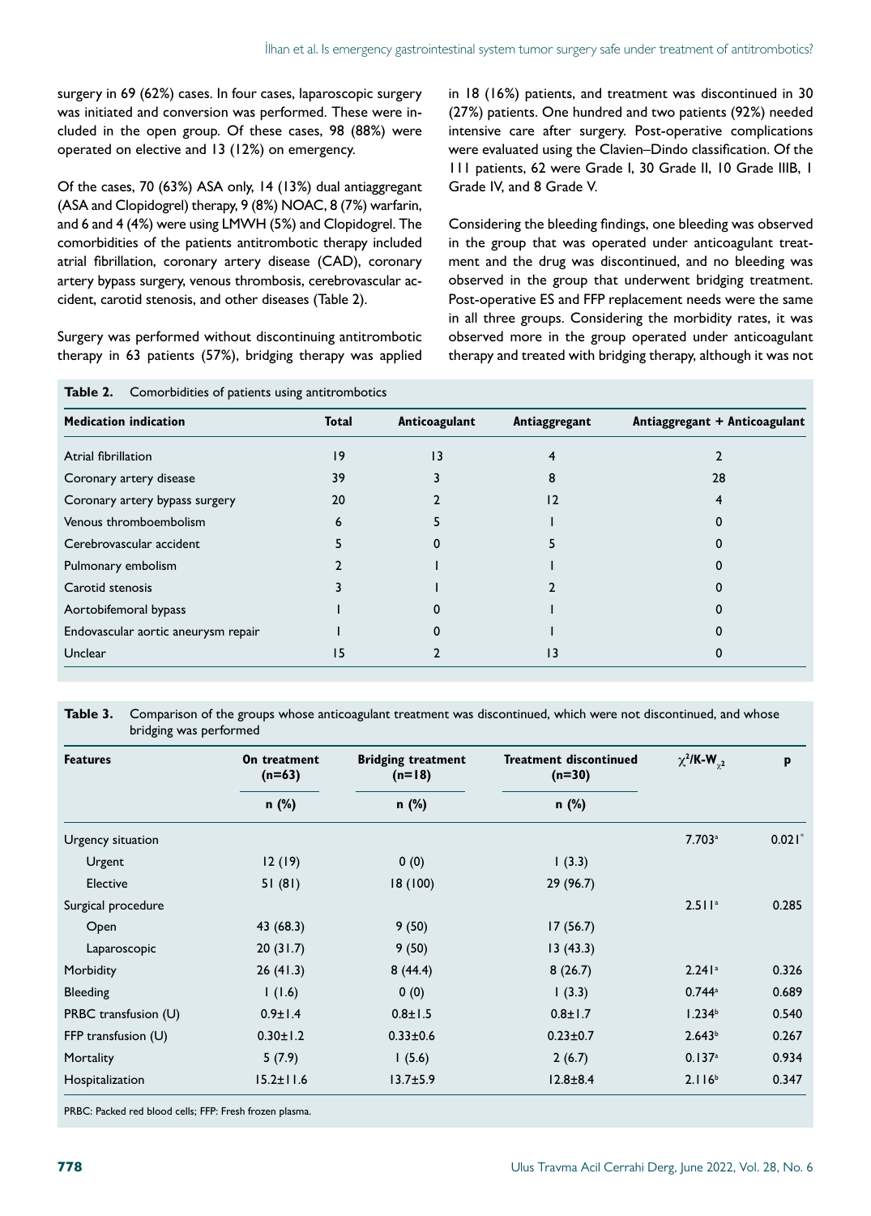surgery in 69 (62%) cases. In four cases, laparoscopic surgery was initiated and conversion was performed. These were included in the open group. Of these cases, 98 (88%) were operated on elective and 13 (12%) on emergency.

Of the cases, 70 (63%) ASA only, 14 (13%) dual antiaggregant (ASA and Clopidogrel) therapy, 9 (8%) NOAC, 8 (7%) warfarin, and 6 and 4 (4%) were using LMWH (5%) and Clopidogrel. The comorbidities of the patients antitrombotic therapy included atrial fibrillation, coronary artery disease (CAD), coronary artery bypass surgery, venous thrombosis, cerebrovascular accident, carotid stenosis, and other diseases (Table 2).

Surgery was performed without discontinuing antitrombotic therapy in 63 patients (57%), bridging therapy was applied in 18 (16%) patients, and treatment was discontinued in 30 (27%) patients. One hundred and two patients (92%) needed intensive care after surgery. Post-operative complications were evaluated using the Clavien–Dindo classification. Of the 111 patients, 62 were Grade I, 30 Grade II, 10 Grade IIIB, 1 Grade IV, and 8 Grade V.

Considering the bleeding findings, one bleeding was observed in the group that was operated under anticoagulant treatment and the drug was discontinued, and no bleeding was observed in the group that underwent bridging treatment. Post-operative ES and FFP replacement needs were the same in all three groups. Considering the morbidity rates, it was observed more in the group operated under anticoagulant therapy and treated with bridging therapy, although it was not

**Table 2.** Comorbidities of patients using antitrombotics

| Medication indication | Total | Anticoagulant | Antiaggregant | Antiaggregant + Anticoagulant |
|---|---|---|---|---|
| Atrial fibrillation | 19 | 13 | 4 | 2 |
| Coronary artery disease | 39 | 3 | 8 | 28 |
| Coronary artery bypass surgery | 20 | 2 | 12 | 4 |
| Venous thromboembolism | 6 | 5 | 1 | 0 |
| Cerebrovascular accident | 5 | 0 | 5 | 0 |
| Pulmonary embolism | 2 | 1 | 1 | 0 |
| Carotid stenosis | 3 | 1 | 2 | 0 |
| Aortobifemoral bypass | 1 | 0 | 1 | 0 |
| Endovascular aortic aneurysm repair | 1 | 0 | 1 | 0 |
| Unclear | 15 | 2 | 13 | 0 |

**Table 3.** Comparison of the groups whose anticoagulant treatment was discontinued, which were not discontinued, and whose bridging was performed

| Features | On treatment (n=63) | Bridging treatment (n=18) | Treatment discontinued (n=30) | $\chi^2$/K-W$_{\chi 2}$ | p |
|---|---|---|---|---|---|
| | n (%) | n (%) | n (%) | | |
| Urgency situation | | | | 7.703[a] | 0.021[*] |
| Urgent | 12 (19) | 0 (0) | 1 (3.3) | | |
| Elective | 51 (81) | 18 (100) | 29 (96.7) | | |
| Surgical procedure | | | | 2.511[a] | 0.285 |
| Open | 43 (68.3) | 9 (50) | 17 (56.7) | | |
| Laparoscopic | 20 (31.7) | 9 (50) | 13 (43.3) | | |
| Morbidity | 26 (41.3) | 8 (44.4) | 8 (26.7) | 2.241[a] | 0.326 |
| Bleeding | 1 (1.6) | 0 (0) | 1 (3.3) | 0.744[a] | 0.689 |
| PRBC transfusion (U) | 0.9±1.4 | 0.8±1.5 | 0.8±1.7 | 1.234[b] | 0.540 |
| FFP transfusion (U) | 0.30±1.2 | 0.33±0.6 | 0.23±0.7 | 2.643[b] | 0.267 |
| Mortality | 5 (7.9) | 1 (5.6) | 2 (6.7) | 0.137[a] | 0.934 |
| Hospitalization | 15.2±11.6 | 13.7±5.9 | 12.8±8.4 | 2.116[b] | 0.347 |

PRBC: Packed red blood cells; FFP: Fresh frozen plasma.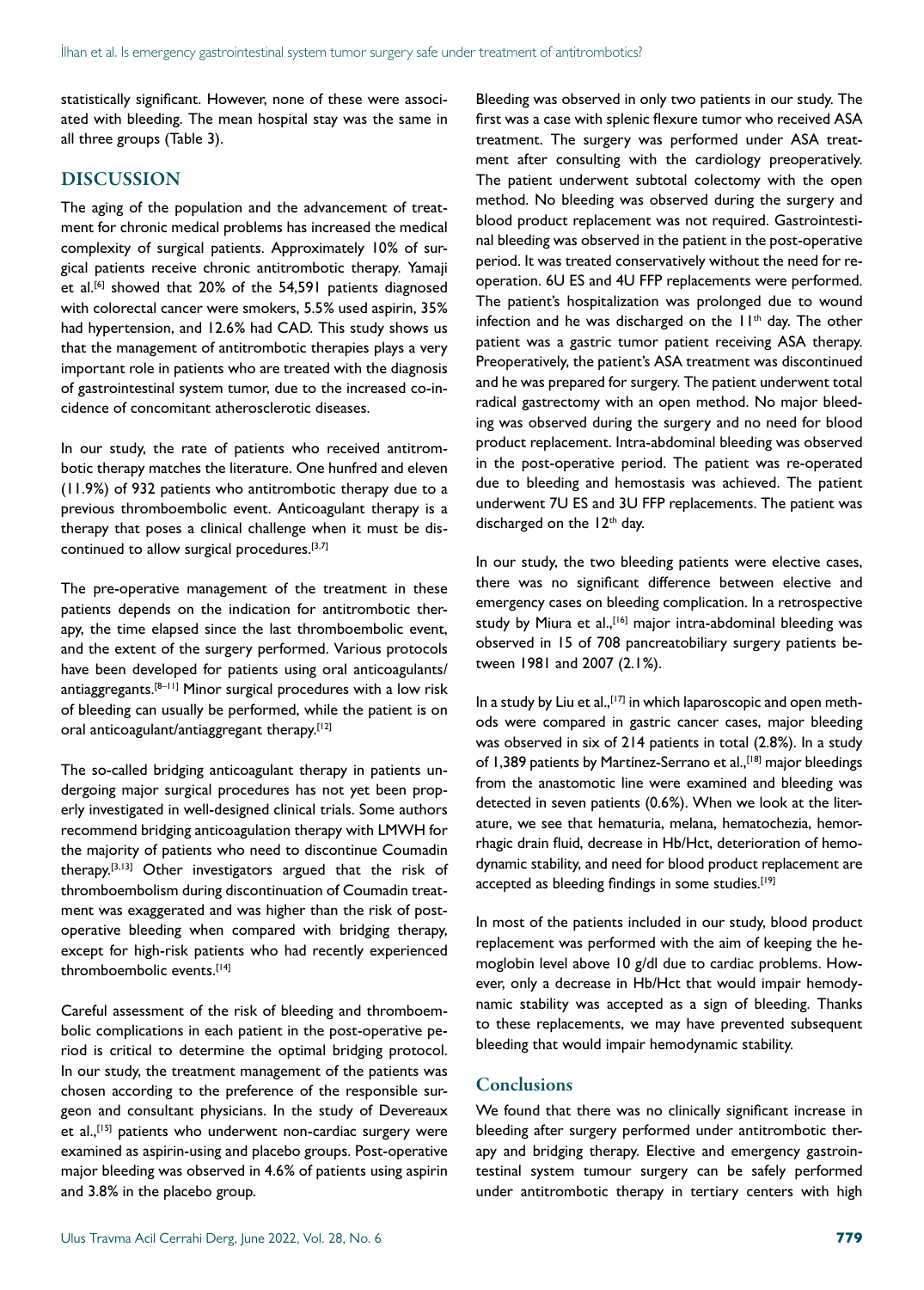statistically significant. However, none of these were associated with bleeding. The mean hospital stay was the same in all three groups (Table 3).

## DISCUSSION

The aging of the population and the advancement of treatment for chronic medical problems has increased the medical complexity of surgical patients. Approximately 10% of surgical patients receive chronic antitrombotic therapy. Yamaji et al.[6] showed that 20% of the 54,591 patients diagnosed with colorectal cancer were smokers, 5.5% used aspirin, 35% had hypertension, and 12.6% had CAD. This study shows us that the management of antitrombotic therapies plays a very important role in patients who are treated with the diagnosis of gastrointestinal system tumor, due to the increased co-incidence of concomitant atherosclerotic diseases.

In our study, the rate of patients who received antitrombotic therapy matches the literature. One hunfred and eleven (11.9%) of 932 patients who antitrombotic therapy due to a previous thromboembolic event. Anticoagulant therapy is a therapy that poses a clinical challenge when it must be discontinued to allow surgical procedures.[3,7]

The pre-operative management of the treatment in these patients depends on the indication for antitrombotic therapy, the time elapsed since the last thromboembolic event, and the extent of the surgery performed. Various protocols have been developed for patients using oral anticoagulants/antiaggregants.[8–11] Minor surgical procedures with a low risk of bleeding can usually be performed, while the patient is on oral anticoagulant/antiaggregant therapy.[12]

The so-called bridging anticoagulant therapy in patients undergoing major surgical procedures has not yet been properly investigated in well-designed clinical trials. Some authors recommend bridging anticoagulation therapy with LMWH for the majority of patients who need to discontinue Coumadin therapy.[3,13] Other investigators argued that the risk of thromboembolism during discontinuation of Coumadin treatment was exaggerated and was higher than the risk of post-operative bleeding when compared with bridging therapy, except for high-risk patients who had recently experienced thromboembolic events.[14]

Careful assessment of the risk of bleeding and thromboembolic complications in each patient in the post-operative period is critical to determine the optimal bridging protocol. In our study, the treatment management of the patients was chosen according to the preference of the responsible surgeon and consultant physicians. In the study of Devereaux et al.,[15] patients who underwent non-cardiac surgery were examined as aspirin-using and placebo groups. Post-operative major bleeding was observed in 4.6% of patients using aspirin and 3.8% in the placebo group.

Bleeding was observed in only two patients in our study. The first was a case with splenic flexure tumor who received ASA treatment. The surgery was performed under ASA treatment after consulting with the cardiology preoperatively. The patient underwent subtotal colectomy with the open method. No bleeding was observed during the surgery and blood product replacement was not required. Gastrointestinal bleeding was observed in the patient in the post-operative period. It was treated conservatively without the need for re-operation. 6U ES and 4U FFP replacements were performed. The patient's hospitalization was prolonged due to wound infection and he was discharged on the 11th day. The other patient was a gastric tumor patient receiving ASA therapy. Preoperatively, the patient's ASA treatment was discontinued and he was prepared for surgery. The patient underwent total radical gastrectomy with an open method. No major bleeding was observed during the surgery and no need for blood product replacement. Intra-abdominal bleeding was observed in the post-operative period. The patient was re-operated due to bleeding and hemostasis was achieved. The patient underwent 7U ES and 3U FFP replacements. The patient was discharged on the 12th day.

In our study, the two bleeding patients were elective cases, there was no significant difference between elective and emergency cases on bleeding complication. In a retrospective study by Miura et al.,[16] major intra-abdominal bleeding was observed in 15 of 708 pancreatobiliary surgery patients between 1981 and 2007 (2.1%).

In a study by Liu et al.,[17] in which laparoscopic and open methods were compared in gastric cancer cases, major bleeding was observed in six of 214 patients in total (2.8%). In a study of 1,389 patients by Martínez-Serrano et al.,[18] major bleedings from the anastomotic line were examined and bleeding was detected in seven patients (0.6%). When we look at the literature, we see that hematuria, melana, hematochezia, hemorrhagic drain fluid, decrease in Hb/Hct, deterioration of hemodynamic stability, and need for blood product replacement are accepted as bleeding findings in some studies.[19]

In most of the patients included in our study, blood product replacement was performed with the aim of keeping the hemoglobin level above 10 g/dl due to cardiac problems. However, only a decrease in Hb/Hct that would impair hemodynamic stability was accepted as a sign of bleeding. Thanks to these replacements, we may have prevented subsequent bleeding that would impair hemodynamic stability.

## Conclusions

We found that there was no clinically significant increase in bleeding after surgery performed under antitrombotic therapy and bridging therapy. Elective and emergency gastrointestinal system tumour surgery can be safely performed under antitrombotic therapy in tertiary centers with high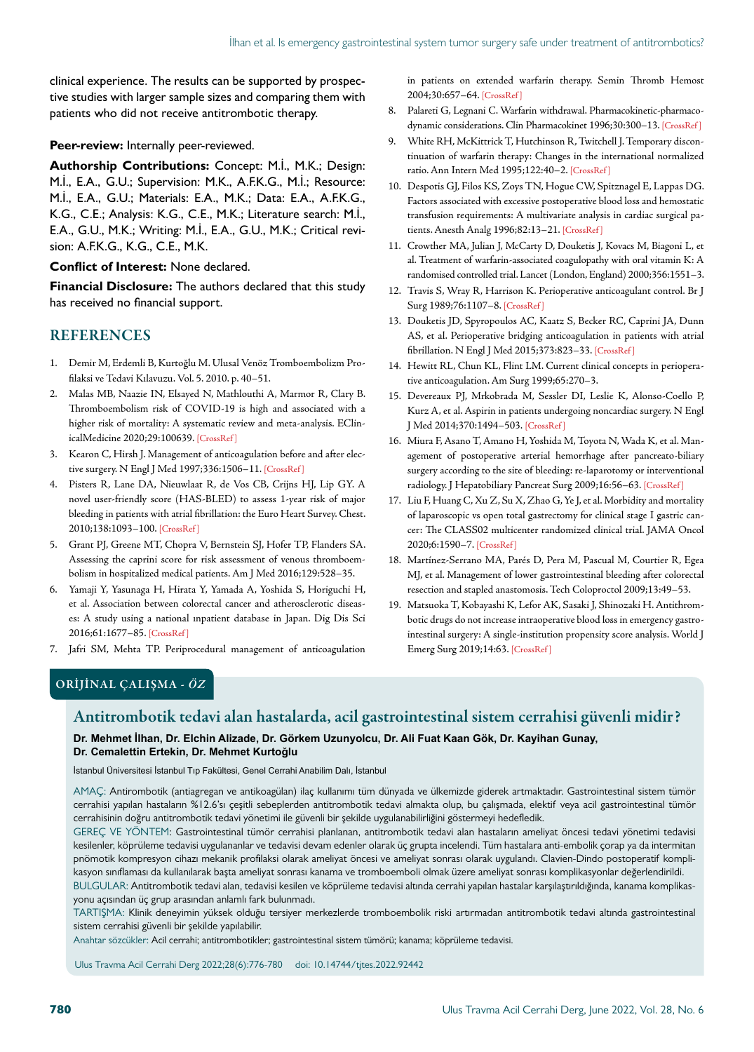clinical experience. The results can be supported by prospective studies with larger sample sizes and comparing them with patients who did not receive antithrombotic therapy.

**Peer-review:** Internally peer-reviewed.

**Authorship Contributions:** Concept: M.İ., M.K.; Design: M.İ., E.A., G.U.; Supervision: M.K., A.F.K.G., M.İ.; Resource: M.İ., E.A., G.U.; Materials: E.A., M.K.; Data: E.A., A.F.K.G., K.G., C.E.; Analysis: K.G., C.E., M.K.; Literature search: M.İ., E.A., G.U., M.K.; Writing: M.İ., E.A., G.U., M.K.; Critical revision: A.F.K.G., K.G., C.E., M.K.

**Conflict of Interest:** None declared.

**Financial Disclosure:** The authors declared that this study has received no financial support.

## REFERENCES

1. Demir M, Erdemli B, Kurtoğlu M. Ulusal Venöz Tromboembolizm Profilaksi ve Tedavi Kılavuzu. Vol. 5. 2010. p. 40–51.
2. Malas MB, Naazie IN, Elsayed N, Mathlouthi A, Marmor R, Clary B. Thromboembolism risk of COVID-19 is high and associated with a higher risk of mortality: A systematic review and meta-analysis. EClinicalMedicine 2020;29:100639. [CrossRef]
3. Kearon C, Hirsh J. Management of anticoagulation before and after elective surgery. N Engl J Med 1997;336:1506–11. [CrossRef]
4. Pisters R, Lane DA, Nieuwlaat R, de Vos CB, Crijns HJ, Lip GY. A novel user-friendly score (HAS-BLED) to assess 1-year risk of major bleeding in patients with atrial fibrillation: the Euro Heart Survey. Chest. 2010;138:1093–100. [CrossRef]
5. Grant PJ, Greene MT, Chopra V, Bernstein SJ, Hofer TP, Flanders SA. Assessing the caprini score for risk assessment of venous thromboembolism in hospitalized medical patients. Am J Med 2016;129:528–35.
6. Yamaji Y, Yasunaga H, Hirata Y, Yamada A, Yoshida S, Horiguchi H, et al. Association between colorectal cancer and atherosclerotic diseases: A study using a national ınpatient database in Japan. Dig Dis Sci 2016;61:1677–85. [CrossRef]
7. Jafri SM, Mehta TP. Periprocedural management of anticoagulation in patients on extended warfarin therapy. Semin Thromb Hemost 2004;30:657–64. [CrossRef]
8. Palareti G, Legnani C. Warfarin withdrawal. Pharmacokinetic-pharmacodynamic considerations. Clin Pharmacokinet 1996;30:300–13. [CrossRef]
9. White RH, McKittrick T, Hutchinson R, Twitchell J. Temporary discontinuation of warfarin therapy: Changes in the international normalized ratio. Ann Intern Med 1995;122:40–2. [CrossRef]
10. Despotis GJ, Filos KS, Zoys TN, Hogue CW, Spitznagel E, Lappas DG. Factors associated with excessive postoperative blood loss and hemostatic transfusion requirements: A multivariate analysis in cardiac surgical patients. Anesth Analg 1996;82:13–21. [CrossRef]
11. Crowther MA, Julian J, McCarty D, Douketis J, Kovacs M, Biagoni L, et al. Treatment of warfarin-associated coagulopathy with oral vitamin K: A randomised controlled trial. Lancet (London, England) 2000;356:1551–3.
12. Travis S, Wray R, Harrison K. Perioperative anticoagulant control. Br J Surg 1989;76:1107–8. [CrossRef]
13. Douketis JD, Spyropoulos AC, Kaatz S, Becker RC, Caprini JA, Dunn AS, et al. Perioperative bridging anticoagulation in patients with atrial fibrillation. N Engl J Med 2015;373:823–33. [CrossRef]
14. Hewitt RL, Chun KL, Flint LM. Current clinical concepts in perioperative anticoagulation. Am Surg 1999;65:270–3.
15. Devereaux PJ, Mrkobrada M, Sessler DI, Leslie K, Alonso-Coello P, Kurz A, et al. Aspirin in patients undergoing noncardiac surgery. N Engl J Med 2014;370:1494–503. [CrossRef]
16. Miura F, Asano T, Amano H, Yoshida M, Toyota N, Wada K, et al. Management of postoperative arterial hemorrhage after pancreato-biliary surgery according to the site of bleeding: re-laparotomy or interventional radiology. J Hepatobiliary Pancreat Surg 2009;16:56–63. [CrossRef]
17. Liu F, Huang C, Xu Z, Su X, Zhao G, Ye J, et al. Morbidity and mortality of laparoscopic vs open total gastrectomy for clinical stage I gastric cancer: The CLASS02 multicenter randomized clinical trial. JAMA Oncol 2020;6:1590–7. [CrossRef]
18. Martínez-Serrano MA, Parés D, Pera M, Pascual M, Courtier R, Egea MJ, et al. Management of lower gastrointestinal bleeding after colorectal resection and stapled anastomosis. Tech Coloproctol 2009;13:49–53.
19. Matsuoka T, Kobayashi K, Lefor AK, Sasaki J, Shinozaki H. Antithrombotic drugs do not increase intraoperative blood loss in emergency gastrointestinal surgery: A single-institution propensity score analysis. World J Emerg Surg 2019;14:63. [CrossRef]

ORİJİNAL ÇALIŞMA - *ÖZ*

## Antitrombotik tedavi alan hastalarda, acil gastrointestinal sistem cerrahisi güvenli midir?

**Dr. Mehmet İlhan, Dr. Elchin Alizade, Dr. Görkem Uzunyolcu, Dr. Ali Fuat Kaan Gök, Dr. Kayihan Gunay, Dr. Cemalettin Ertekin, Dr. Mehmet Kurtoğlu**

İstanbul Üniversitesi İstanbul Tıp Fakültesi, Genel Cerrahi Anabilim Dalı, İstanbul

AMAÇ: Antirombotik (antiagregan ve antikoagülan) ilaç kullanımı tüm dünyada ve ülkemizde giderek artmaktadır. Gastrointestinal sistem tümör cerrahisi yapılan hastaların %12.6'sı çeşitli sebeplerden antitrombotik tedavi almakta olup, bu çalışmada, elektif veya acil gastrointestinal tümör cerrahisinin doğru antitrombotik tedavi yönetimi ile güvenli bir şekilde uygulanabilirliğini göstermeyi hedefledik.

GEREÇ VE YÖNTEM: Gastrointestinal sistem tümör cerrahisi planlanan, antitrombotik tedavi alan hastaların ameliyat öncesi tedavi yönetimi tedavisi kesilenler, köprüleme tedavisi uygulananlar ve tedavisi devam edenler olarak üç grupta incelendi. Tüm hastalara anti-embolik çorap ya da intermitan pnömotik kompresyon cihazı mekanik profilaksi olarak ameliyat öncesi ve ameliyat sonrası olarak uygulandı. Clavien-Dindo postoperatif komplikasyon sınıflaması da kullanılarak başta ameliyat sonrası kanama ve tromboemboli olmak üzere ameliyat sonrası komplikasyonlar değerlendirildi.

BULGULAR: Antitrombotik tedavi alan, tedavisi kesilen ve köprüleme tedavisi altında cerrahi yapılan hastalar karşılaştırıldığında, kanama komplikasyonu açısından üç grup arasından anlamlı fark bulunmadı.

TARTIŞMA: Klinik deneyimin yüksek olduğu tersiyer merkezlerde tromboembolik riski artırmadan antitrombotik tedavi altında gastrointestinal sistem cerrahisi güvenli bir şekilde yapılabilir.

Anahtar sözcükler: Acil cerrahi; antitrombotikler; gastrointestinal sistem tümörü; kanama; köprüleme tedavisi.

Ulus Travma Acil Cerrahi Derg 2022;28(6):776-780 doi: 10.14744/tjtes.2022.92442